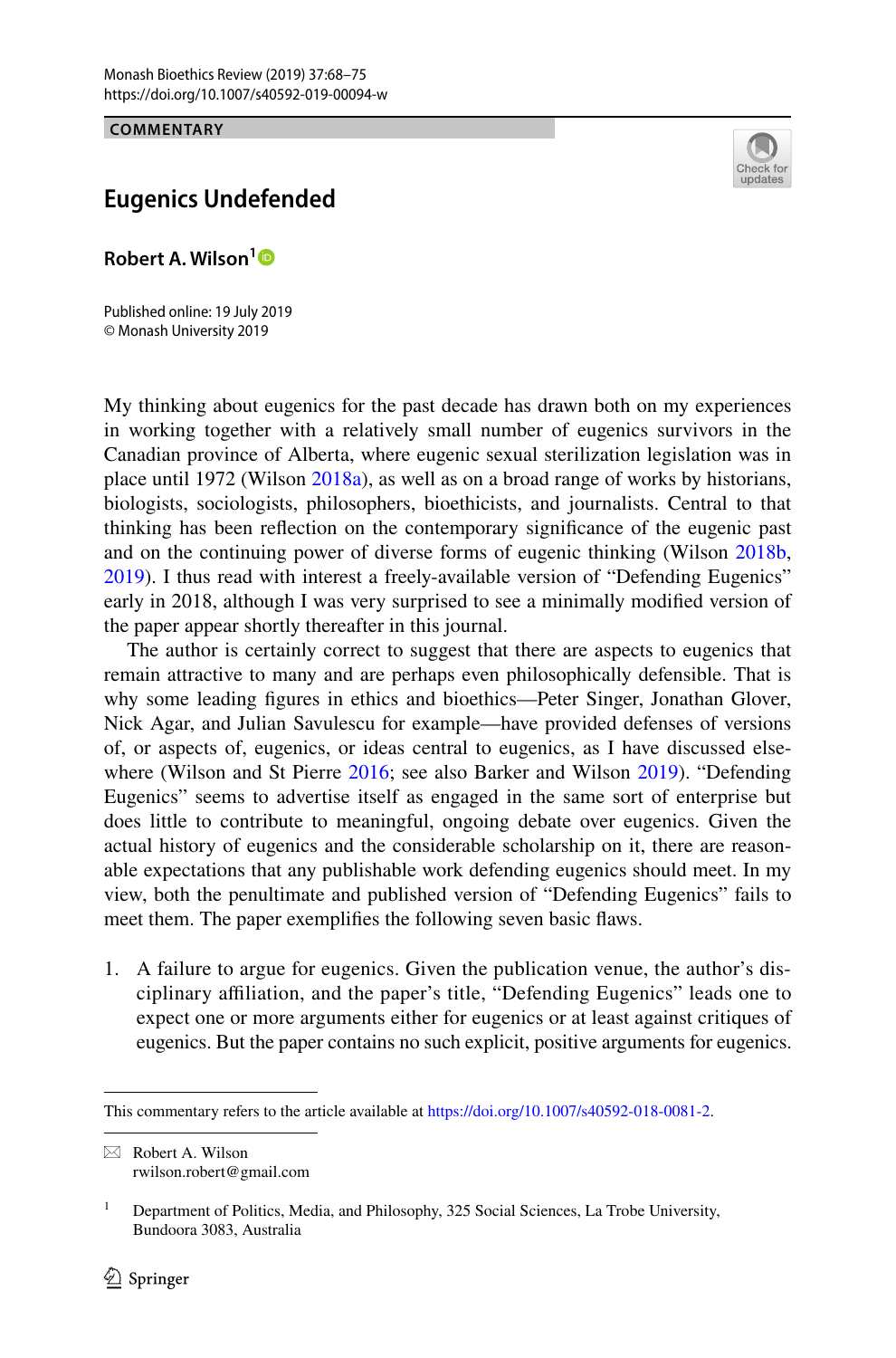COMMENTARY

# Eugenics Undefended

**Robert A. Wilson**[1]

Published online: 19 July 2019
© Monash University 2019

My thinking about eugenics for the past decade has drawn both on my experiences in working together with a relatively small number of eugenics survivors in the Canadian province of Alberta, where eugenic sexual sterilization legislation was in place until 1972 (Wilson 2018a), as well as on a broad range of works by historians, biologists, sociologists, philosophers, bioethicists, and journalists. Central to that thinking has been reflection on the contemporary significance of the eugenic past and on the continuing power of diverse forms of eugenic thinking (Wilson 2018b, 2019). I thus read with interest a freely-available version of "Defending Eugenics" early in 2018, although I was very surprised to see a minimally modified version of the paper appear shortly thereafter in this journal.

The author is certainly correct to suggest that there are aspects to eugenics that remain attractive to many and are perhaps even philosophically defensible. That is why some leading figures in ethics and bioethics—Peter Singer, Jonathan Glover, Nick Agar, and Julian Savulescu for example—have provided defenses of versions of, or aspects of, eugenics, or ideas central to eugenics, as I have discussed elsewhere (Wilson and St Pierre 2016; see also Barker and Wilson 2019). "Defending Eugenics" seems to advertise itself as engaged in the same sort of enterprise but does little to contribute to meaningful, ongoing debate over eugenics. Given the actual history of eugenics and the considerable scholarship on it, there are reasonable expectations that any publishable work defending eugenics should meet. In my view, both the penultimate and published version of "Defending Eugenics" fails to meet them. The paper exemplifies the following seven basic flaws.

1. A failure to argue for eugenics. Given the publication venue, the author's disciplinary affiliation, and the paper's title, "Defending Eugenics" leads one to expect one or more arguments either for eugenics or at least against critiques of eugenics. But the paper contains no such explicit, positive arguments for eugenics.

---

This commentary refers to the article available at https://doi.org/10.1007/s40592-018-0081-2.

✉ Robert A. Wilson
rwilson.robert@gmail.com

[1] Department of Politics, Media, and Philosophy, 325 Social Sciences, La Trobe University, Bundoora 3083, Australia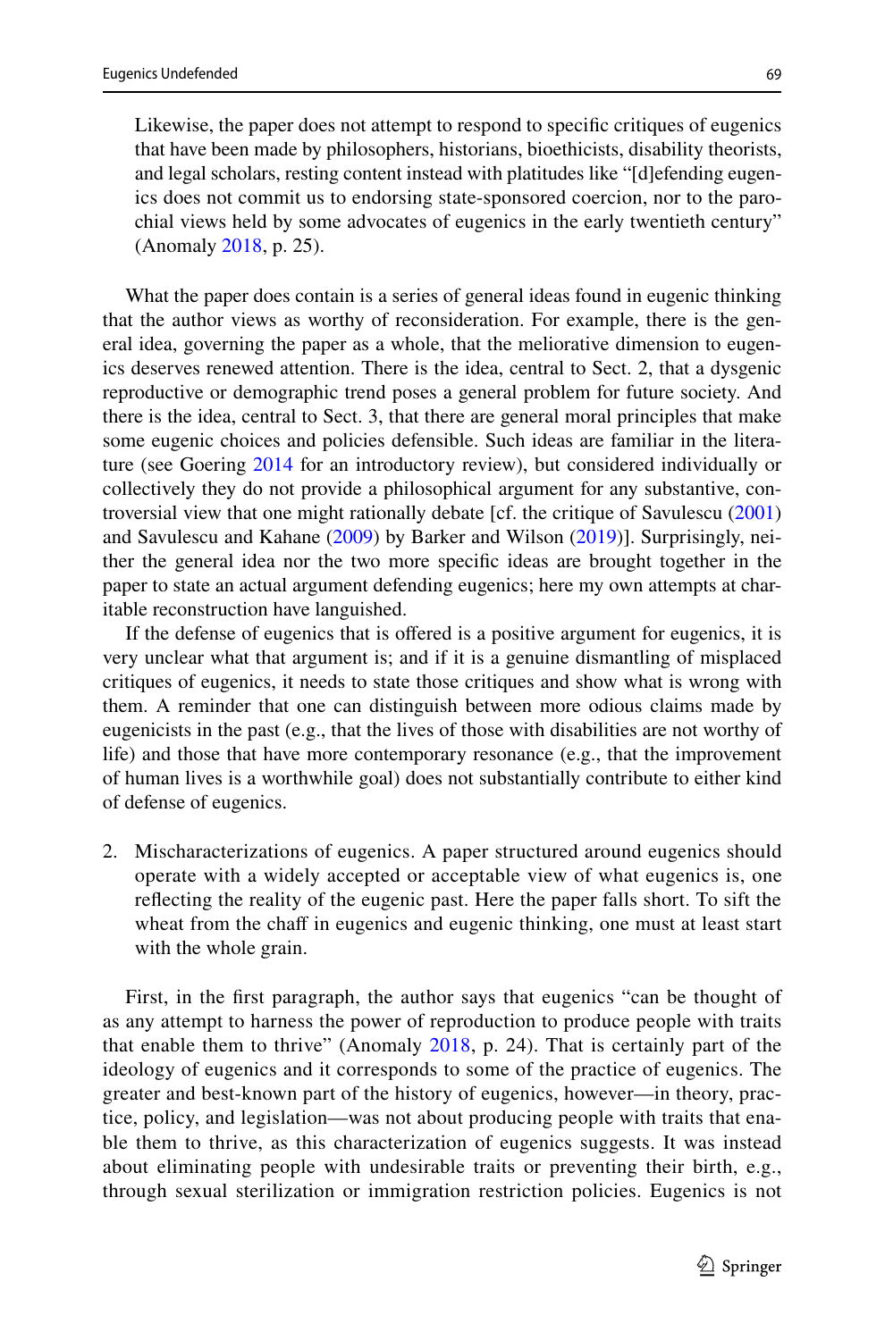Likewise, the paper does not attempt to respond to specific critiques of eugenics that have been made by philosophers, historians, bioethicists, disability theorists, and legal scholars, resting content instead with platitudes like "[d]efending eugenics does not commit us to endorsing state-sponsored coercion, nor to the parochial views held by some advocates of eugenics in the early twentieth century" (Anomaly 2018, p. 25).

What the paper does contain is a series of general ideas found in eugenic thinking that the author views as worthy of reconsideration. For example, there is the general idea, governing the paper as a whole, that the meliorative dimension to eugenics deserves renewed attention. There is the idea, central to Sect. 2, that a dysgenic reproductive or demographic trend poses a general problem for future society. And there is the idea, central to Sect. 3, that there are general moral principles that make some eugenic choices and policies defensible. Such ideas are familiar in the literature (see Goering 2014 for an introductory review), but considered individually or collectively they do not provide a philosophical argument for any substantive, controversial view that one might rationally debate [cf. the critique of Savulescu (2001) and Savulescu and Kahane (2009) by Barker and Wilson (2019)]. Surprisingly, neither the general idea nor the two more specific ideas are brought together in the paper to state an actual argument defending eugenics; here my own attempts at charitable reconstruction have languished.

If the defense of eugenics that is offered is a positive argument for eugenics, it is very unclear what that argument is; and if it is a genuine dismantling of misplaced critiques of eugenics, it needs to state those critiques and show what is wrong with them. A reminder that one can distinguish between more odious claims made by eugenicists in the past (e.g., that the lives of those with disabilities are not worthy of life) and those that have more contemporary resonance (e.g., that the improvement of human lives is a worthwhile goal) does not substantially contribute to either kind of defense of eugenics.

2. Mischaracterizations of eugenics. A paper structured around eugenics should operate with a widely accepted or acceptable view of what eugenics is, one reflecting the reality of the eugenic past. Here the paper falls short. To sift the wheat from the chaff in eugenics and eugenic thinking, one must at least start with the whole grain.

First, in the first paragraph, the author says that eugenics "can be thought of as any attempt to harness the power of reproduction to produce people with traits that enable them to thrive" (Anomaly 2018, p. 24). That is certainly part of the ideology of eugenics and it corresponds to some of the practice of eugenics. The greater and best-known part of the history of eugenics, however—in theory, practice, policy, and legislation—was not about producing people with traits that enable them to thrive, as this characterization of eugenics suggests. It was instead about eliminating people with undesirable traits or preventing their birth, e.g., through sexual sterilization or immigration restriction policies. Eugenics is not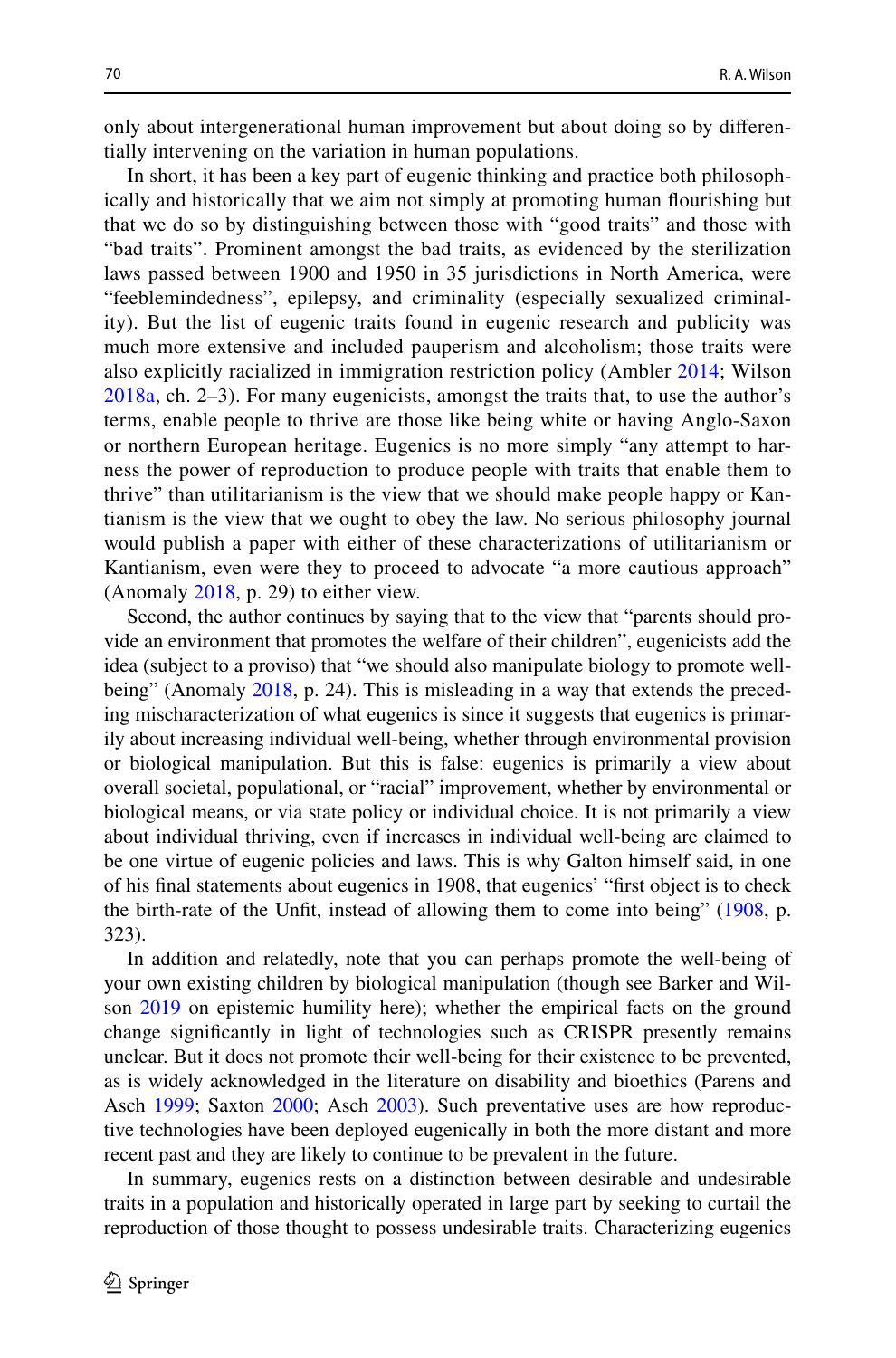only about intergenerational human improvement but about doing so by differentially intervening on the variation in human populations.

In short, it has been a key part of eugenic thinking and practice both philosophically and historically that we aim not simply at promoting human flourishing but that we do so by distinguishing between those with "good traits" and those with "bad traits". Prominent amongst the bad traits, as evidenced by the sterilization laws passed between 1900 and 1950 in 35 jurisdictions in North America, were "feeblemindedness", epilepsy, and criminality (especially sexualized criminality). But the list of eugenic traits found in eugenic research and publicity was much more extensive and included pauperism and alcoholism; those traits were also explicitly racialized in immigration restriction policy (Ambler 2014; Wilson 2018a, ch. 2–3). For many eugenicists, amongst the traits that, to use the author's terms, enable people to thrive are those like being white or having Anglo-Saxon or northern European heritage. Eugenics is no more simply "any attempt to harness the power of reproduction to produce people with traits that enable them to thrive" than utilitarianism is the view that we should make people happy or Kantianism is the view that we ought to obey the law. No serious philosophy journal would publish a paper with either of these characterizations of utilitarianism or Kantianism, even were they to proceed to advocate "a more cautious approach" (Anomaly 2018, p. 29) to either view.

Second, the author continues by saying that to the view that "parents should provide an environment that promotes the welfare of their children", eugenicists add the idea (subject to a proviso) that "we should also manipulate biology to promote well-being" (Anomaly 2018, p. 24). This is misleading in a way that extends the preceding mischaracterization of what eugenics is since it suggests that eugenics is primarily about increasing individual well-being, whether through environmental provision or biological manipulation. But this is false: eugenics is primarily a view about overall societal, populational, or "racial" improvement, whether by environmental or biological means, or via state policy or individual choice. It is not primarily a view about individual thriving, even if increases in individual well-being are claimed to be one virtue of eugenic policies and laws. This is why Galton himself said, in one of his final statements about eugenics in 1908, that eugenics' "first object is to check the birth-rate of the Unfit, instead of allowing them to come into being" (1908, p. 323).

In addition and relatedly, note that you can perhaps promote the well-being of your own existing children by biological manipulation (though see Barker and Wilson 2019 on epistemic humility here); whether the empirical facts on the ground change significantly in light of technologies such as CRISPR presently remains unclear. But it does not promote their well-being for their existence to be prevented, as is widely acknowledged in the literature on disability and bioethics (Parens and Asch 1999; Saxton 2000; Asch 2003). Such preventative uses are how reproductive technologies have been deployed eugenically in both the more distant and more recent past and they are likely to continue to be prevalent in the future.

In summary, eugenics rests on a distinction between desirable and undesirable traits in a population and historically operated in large part by seeking to curtail the reproduction of those thought to possess undesirable traits. Characterizing eugenics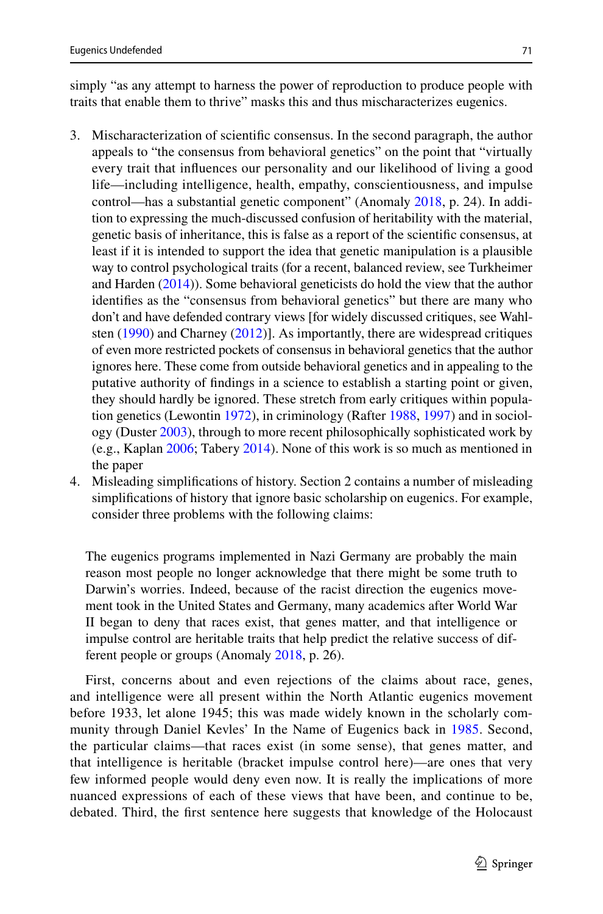simply "as any attempt to harness the power of reproduction to produce people with traits that enable them to thrive" masks this and thus mischaracterizes eugenics.

3. Mischaracterization of scientific consensus. In the second paragraph, the author appeals to "the consensus from behavioral genetics" on the point that "virtually every trait that influences our personality and our likelihood of living a good life—including intelligence, health, empathy, conscientiousness, and impulse control—has a substantial genetic component" (Anomaly 2018, p. 24). In addition to expressing the much-discussed confusion of heritability with the material, genetic basis of inheritance, this is false as a report of the scientific consensus, at least if it is intended to support the idea that genetic manipulation is a plausible way to control psychological traits (for a recent, balanced review, see Turkheimer and Harden (2014)). Some behavioral geneticists do hold the view that the author identifies as the "consensus from behavioral genetics" but there are many who don't and have defended contrary views [for widely discussed critiques, see Wahlsten (1990) and Charney (2012)]. As importantly, there are widespread critiques of even more restricted pockets of consensus in behavioral genetics that the author ignores here. These come from outside behavioral genetics and in appealing to the putative authority of findings in a science to establish a starting point or given, they should hardly be ignored. These stretch from early critiques within population genetics (Lewontin 1972), in criminology (Rafter 1988, 1997) and in sociology (Duster 2003), through to more recent philosophically sophisticated work by (e.g., Kaplan 2006; Tabery 2014). None of this work is so much as mentioned in the paper
4. Misleading simplifications of history. Section 2 contains a number of misleading simplifications of history that ignore basic scholarship on eugenics. For example, consider three problems with the following claims:

> The eugenics programs implemented in Nazi Germany are probably the main reason most people no longer acknowledge that there might be some truth to Darwin's worries. Indeed, because of the racist direction the eugenics movement took in the United States and Germany, many academics after World War II began to deny that races exist, that genes matter, and that intelligence or impulse control are heritable traits that help predict the relative success of different people or groups (Anomaly 2018, p. 26).

First, concerns about and even rejections of the claims about race, genes, and intelligence were all present within the North Atlantic eugenics movement before 1933, let alone 1945; this was made widely known in the scholarly community through Daniel Kevles' In the Name of Eugenics back in 1985. Second, the particular claims—that races exist (in some sense), that genes matter, and that intelligence is heritable (bracket impulse control here)—are ones that very few informed people would deny even now. It is really the implications of more nuanced expressions of each of these views that have been, and continue to be, debated. Third, the first sentence here suggests that knowledge of the Holocaust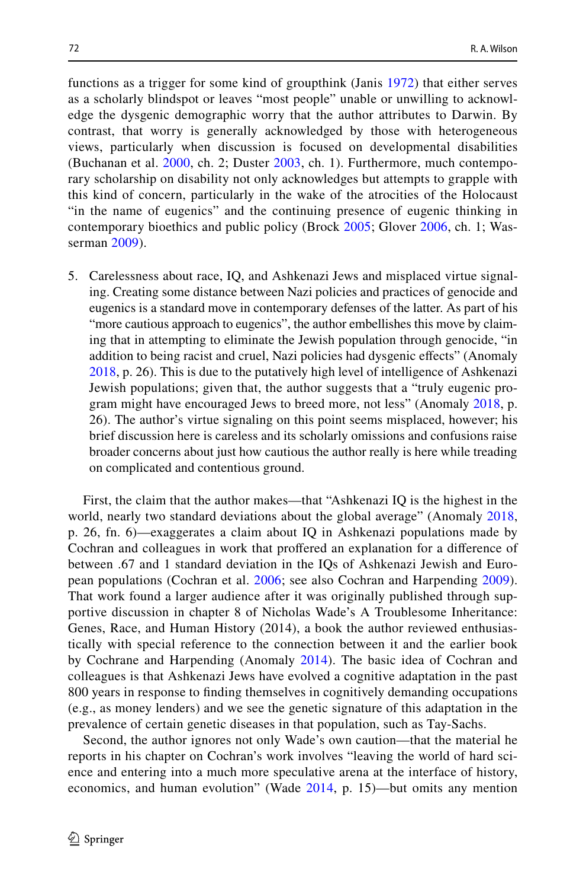functions as a trigger for some kind of groupthink (Janis 1972) that either serves as a scholarly blindspot or leaves "most people" unable or unwilling to acknowledge the dysgenic demographic worry that the author attributes to Darwin. By contrast, that worry is generally acknowledged by those with heterogeneous views, particularly when discussion is focused on developmental disabilities (Buchanan et al. 2000, ch. 2; Duster 2003, ch. 1). Furthermore, much contemporary scholarship on disability not only acknowledges but attempts to grapple with this kind of concern, particularly in the wake of the atrocities of the Holocaust "in the name of eugenics" and the continuing presence of eugenic thinking in contemporary bioethics and public policy (Brock 2005; Glover 2006, ch. 1; Wasserman 2009).

5. Carelessness about race, IQ, and Ashkenazi Jews and misplaced virtue signaling. Creating some distance between Nazi policies and practices of genocide and eugenics is a standard move in contemporary defenses of the latter. As part of his "more cautious approach to eugenics", the author embellishes this move by claiming that in attempting to eliminate the Jewish population through genocide, "in addition to being racist and cruel, Nazi policies had dysgenic effects" (Anomaly 2018, p. 26). This is due to the putatively high level of intelligence of Ashkenazi Jewish populations; given that, the author suggests that a "truly eugenic program might have encouraged Jews to breed more, not less" (Anomaly 2018, p. 26). The author's virtue signaling on this point seems misplaced, however; his brief discussion here is careless and its scholarly omissions and confusions raise broader concerns about just how cautious the author really is here while treading on complicated and contentious ground.

First, the claim that the author makes—that "Ashkenazi IQ is the highest in the world, nearly two standard deviations about the global average" (Anomaly 2018, p. 26, fn. 6)—exaggerates a claim about IQ in Ashkenazi populations made by Cochran and colleagues in work that proffered an explanation for a difference of between .67 and 1 standard deviation in the IQs of Ashkenazi Jewish and European populations (Cochran et al. 2006; see also Cochran and Harpending 2009). That work found a larger audience after it was originally published through supportive discussion in chapter 8 of Nicholas Wade's A Troublesome Inheritance: Genes, Race, and Human History (2014), a book the author reviewed enthusiastically with special reference to the connection between it and the earlier book by Cochrane and Harpending (Anomaly 2014). The basic idea of Cochran and colleagues is that Ashkenazi Jews have evolved a cognitive adaptation in the past 800 years in response to finding themselves in cognitively demanding occupations (e.g., as money lenders) and we see the genetic signature of this adaptation in the prevalence of certain genetic diseases in that population, such as Tay-Sachs.

Second, the author ignores not only Wade's own caution—that the material he reports in his chapter on Cochran's work involves "leaving the world of hard science and entering into a much more speculative arena at the interface of history, economics, and human evolution" (Wade 2014, p. 15)—but omits any mention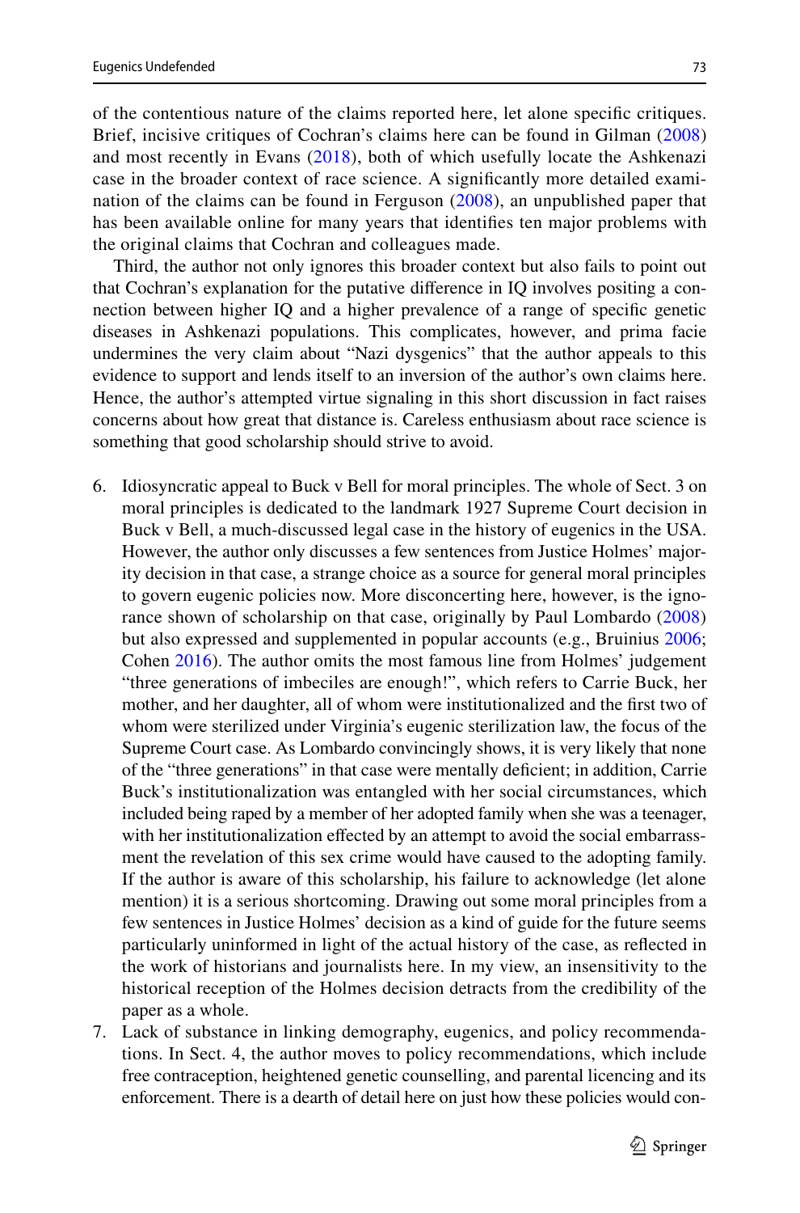of the contentious nature of the claims reported here, let alone specific critiques. Brief, incisive critiques of Cochran's claims here can be found in Gilman (2008) and most recently in Evans (2018), both of which usefully locate the Ashkenazi case in the broader context of race science. A significantly more detailed examination of the claims can be found in Ferguson (2008), an unpublished paper that has been available online for many years that identifies ten major problems with the original claims that Cochran and colleagues made.

Third, the author not only ignores this broader context but also fails to point out that Cochran's explanation for the putative difference in IQ involves positing a connection between higher IQ and a higher prevalence of a range of specific genetic diseases in Ashkenazi populations. This complicates, however, and prima facie undermines the very claim about "Nazi dysgenics" that the author appeals to this evidence to support and lends itself to an inversion of the author's own claims here. Hence, the author's attempted virtue signaling in this short discussion in fact raises concerns about how great that distance is. Careless enthusiasm about race science is something that good scholarship should strive to avoid.

6. Idiosyncratic appeal to Buck v Bell for moral principles. The whole of Sect. 3 on moral principles is dedicated to the landmark 1927 Supreme Court decision in Buck v Bell, a much-discussed legal case in the history of eugenics in the USA. However, the author only discusses a few sentences from Justice Holmes' majority decision in that case, a strange choice as a source for general moral principles to govern eugenic policies now. More disconcerting here, however, is the ignorance shown of scholarship on that case, originally by Paul Lombardo (2008) but also expressed and supplemented in popular accounts (e.g., Bruinius 2006; Cohen 2016). The author omits the most famous line from Holmes' judgement "three generations of imbeciles are enough!", which refers to Carrie Buck, her mother, and her daughter, all of whom were institutionalized and the first two of whom were sterilized under Virginia's eugenic sterilization law, the focus of the Supreme Court case. As Lombardo convincingly shows, it is very likely that none of the "three generations" in that case were mentally deficient; in addition, Carrie Buck's institutionalization was entangled with her social circumstances, which included being raped by a member of her adopted family when she was a teenager, with her institutionalization effected by an attempt to avoid the social embarrassment the revelation of this sex crime would have caused to the adopting family. If the author is aware of this scholarship, his failure to acknowledge (let alone mention) it is a serious shortcoming. Drawing out some moral principles from a few sentences in Justice Holmes' decision as a kind of guide for the future seems particularly uninformed in light of the actual history of the case, as reflected in the work of historians and journalists here. In my view, an insensitivity to the historical reception of the Holmes decision detracts from the credibility of the paper as a whole.
7. Lack of substance in linking demography, eugenics, and policy recommendations. In Sect. 4, the author moves to policy recommendations, which include free contraception, heightened genetic counselling, and parental licencing and its enforcement. There is a dearth of detail here on just how these policies would con-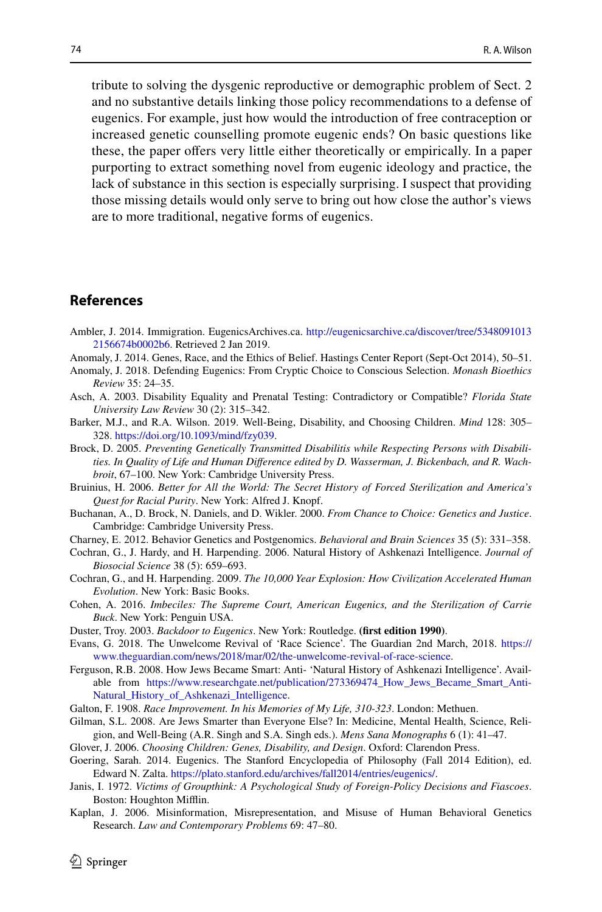tribute to solving the dysgenic reproductive or demographic problem of Sect. 2 and no substantive details linking those policy recommendations to a defense of eugenics. For example, just how would the introduction of free contraception or increased genetic counselling promote eugenic ends? On basic questions like these, the paper offers very little either theoretically or empirically. In a paper purporting to extract something novel from eugenic ideology and practice, the lack of substance in this section is especially surprising. I suspect that providing those missing details would only serve to bring out how close the author's views are to more traditional, negative forms of eugenics.

## References

Ambler, J. 2014. Immigration. EugenicsArchives.ca. http://eugenicsarchive.ca/discover/tree/53480910132156674b0002b6. Retrieved 2 Jan 2019.

Anomaly, J. 2014. Genes, Race, and the Ethics of Belief. Hastings Center Report (Sept-Oct 2014), 50–51.

Anomaly, J. 2018. Defending Eugenics: From Cryptic Choice to Conscious Selection. *Monash Bioethics Review* 35: 24–35.

Asch, A. 2003. Disability Equality and Prenatal Testing: Contradictory or Compatible? *Florida State University Law Review* 30 (2): 315–342.

Barker, M.J., and R.A. Wilson. 2019. Well-Being, Disability, and Choosing Children. *Mind* 128: 305–328. https://doi.org/10.1093/mind/fzy039.

Brock, D. 2005. *Preventing Genetically Transmitted Disabilitis while Respecting Persons with Disabilities. In Quality of Life and Human Difference edited by D. Wasserman, J. Bickenbach, and R. Wachbroit*, 67–100. New York: Cambridge University Press.

Bruinius, H. 2006. *Better for All the World: The Secret History of Forced Sterilization and America's Quest for Racial Purity*. New York: Alfred J. Knopf.

Buchanan, A., D. Brock, N. Daniels, and D. Wikler. 2000. *From Chance to Choice: Genetics and Justice*. Cambridge: Cambridge University Press.

Charney, E. 2012. Behavior Genetics and Postgenomics. *Behavioral and Brain Sciences* 35 (5): 331–358.

Cochran, G., J. Hardy, and H. Harpending. 2006. Natural History of Ashkenazi Intelligence. *Journal of Biosocial Science* 38 (5): 659–693.

Cochran, G., and H. Harpending. 2009. *The 10,000 Year Explosion: How Civilization Accelerated Human Evolution*. New York: Basic Books.

Cohen, A. 2016. *Imbeciles: The Supreme Court, American Eugenics, and the Sterilization of Carrie Buck*. New York: Penguin USA.

Duster, Troy. 2003. *Backdoor to Eugenics*. New York: Routledge. **(first edition 1990)**.

Evans, G. 2018. The Unwelcome Revival of 'Race Science'. The Guardian 2nd March, 2018. https://www.theguardian.com/news/2018/mar/02/the-unwelcome-revival-of-race-science.

Ferguson, R.B. 2008. How Jews Became Smart: Anti- 'Natural History of Ashkenazi Intelligence'. Available from https://www.researchgate.net/publication/273369474_How_Jews_Became_Smart_Anti-Natural_History_of_Ashkenazi_Intelligence.

Galton, F. 1908. *Race Improvement. In his Memories of My Life, 310-323*. London: Methuen.

Gilman, S.L. 2008. Are Jews Smarter than Everyone Else? In: Medicine, Mental Health, Science, Religion, and Well-Being (A.R. Singh and S.A. Singh eds.). *Mens Sana Monographs* 6 (1): 41–47.

Glover, J. 2006. *Choosing Children: Genes, Disability, and Design*. Oxford: Clarendon Press.

Goering, Sarah. 2014. Eugenics. The Stanford Encyclopedia of Philosophy (Fall 2014 Edition), ed. Edward N. Zalta. https://plato.stanford.edu/archives/fall2014/entries/eugenics/.

Janis, I. 1972. *Victims of Groupthink: A Psychological Study of Foreign-Policy Decisions and Fiascoes*. Boston: Houghton Mifflin.

Kaplan, J. 2006. Misinformation, Misrepresentation, and Misuse of Human Behavioral Genetics Research. *Law and Contemporary Problems* 69: 47–80.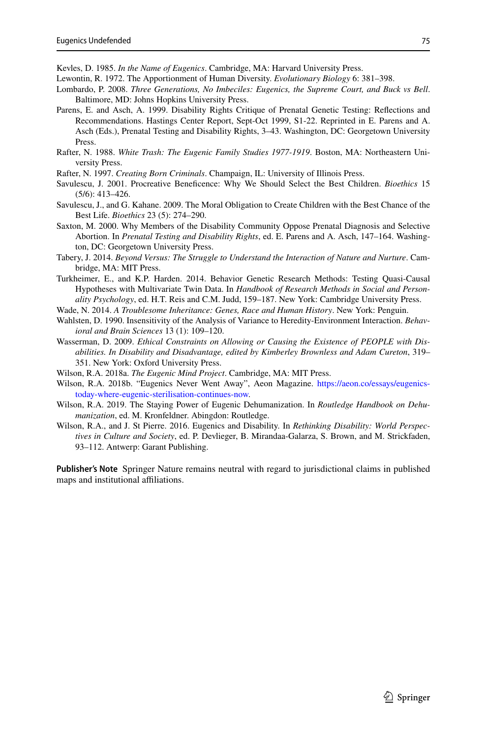Kevles, D. 1985. *In the Name of Eugenics*. Cambridge, MA: Harvard University Press.

Lewontin, R. 1972. The Apportionment of Human Diversity. *Evolutionary Biology* 6: 381–398.

Lombardo, P. 2008. *Three Generations, No Imbeciles: Eugenics, the Supreme Court, and Buck vs Bell*. Baltimore, MD: Johns Hopkins University Press.

Parens, E. and Asch, A. 1999. Disability Rights Critique of Prenatal Genetic Testing: Reflections and Recommendations. Hastings Center Report, Sept-Oct 1999, S1-22. Reprinted in E. Parens and A. Asch (Eds.), Prenatal Testing and Disability Rights, 3–43. Washington, DC: Georgetown University Press.

Rafter, N. 1988. *White Trash: The Eugenic Family Studies 1977-1919*. Boston, MA: Northeastern University Press.

Rafter, N. 1997. *Creating Born Criminals*. Champaign, IL: University of Illinois Press.

Savulescu, J. 2001. Procreative Beneficence: Why We Should Select the Best Children. *Bioethics* 15 (5/6): 413–426.

Savulescu, J., and G. Kahane. 2009. The Moral Obligation to Create Children with the Best Chance of the Best Life. *Bioethics* 23 (5): 274–290.

Saxton, M. 2000. Why Members of the Disability Community Oppose Prenatal Diagnosis and Selective Abortion. In *Prenatal Testing and Disability Rights*, ed. E. Parens and A. Asch, 147–164. Washington, DC: Georgetown University Press.

Tabery, J. 2014. *Beyond Versus: The Struggle to Understand the Interaction of Nature and Nurture*. Cambridge, MA: MIT Press.

Turkheimer, E., and K.P. Harden. 2014. Behavior Genetic Research Methods: Testing Quasi-Causal Hypotheses with Multivariate Twin Data. In *Handbook of Research Methods in Social and Personality Psychology*, ed. H.T. Reis and C.M. Judd, 159–187. New York: Cambridge University Press.

Wade, N. 2014. *A Troublesome Inheritance: Genes, Race and Human History*. New York: Penguin.

Wahlsten, D. 1990. Insensitivity of the Analysis of Variance to Heredity-Environment Interaction. *Behavioral and Brain Sciences* 13 (1): 109–120.

Wasserman, D. 2009. *Ethical Constraints on Allowing or Causing the Existence of PEOPLE with Disabilities. In Disability and Disadvantage, edited by Kimberley Brownless and Adam Cureton*, 319–351. New York: Oxford University Press.

Wilson, R.A. 2018a. *The Eugenic Mind Project*. Cambridge, MA: MIT Press.

Wilson, R.A. 2018b. "Eugenics Never Went Away", Aeon Magazine. https://aeon.co/essays/eugenics-today-where-eugenic-sterilisation-continues-now.

Wilson, R.A. 2019. The Staying Power of Eugenic Dehumanization. In *Routledge Handbook on Dehumanization*, ed. M. Kronfeldner. Abingdon: Routledge.

Wilson, R.A., and J. St Pierre. 2016. Eugenics and Disability. In *Rethinking Disability: World Perspectives in Culture and Society*, ed. P. Devlieger, B. Mirandaa-Galarza, S. Brown, and M. Strickfaden, 93–112. Antwerp: Garant Publishing.

**Publisher's Note** Springer Nature remains neutral with regard to jurisdictional claims in published maps and institutional affiliations.